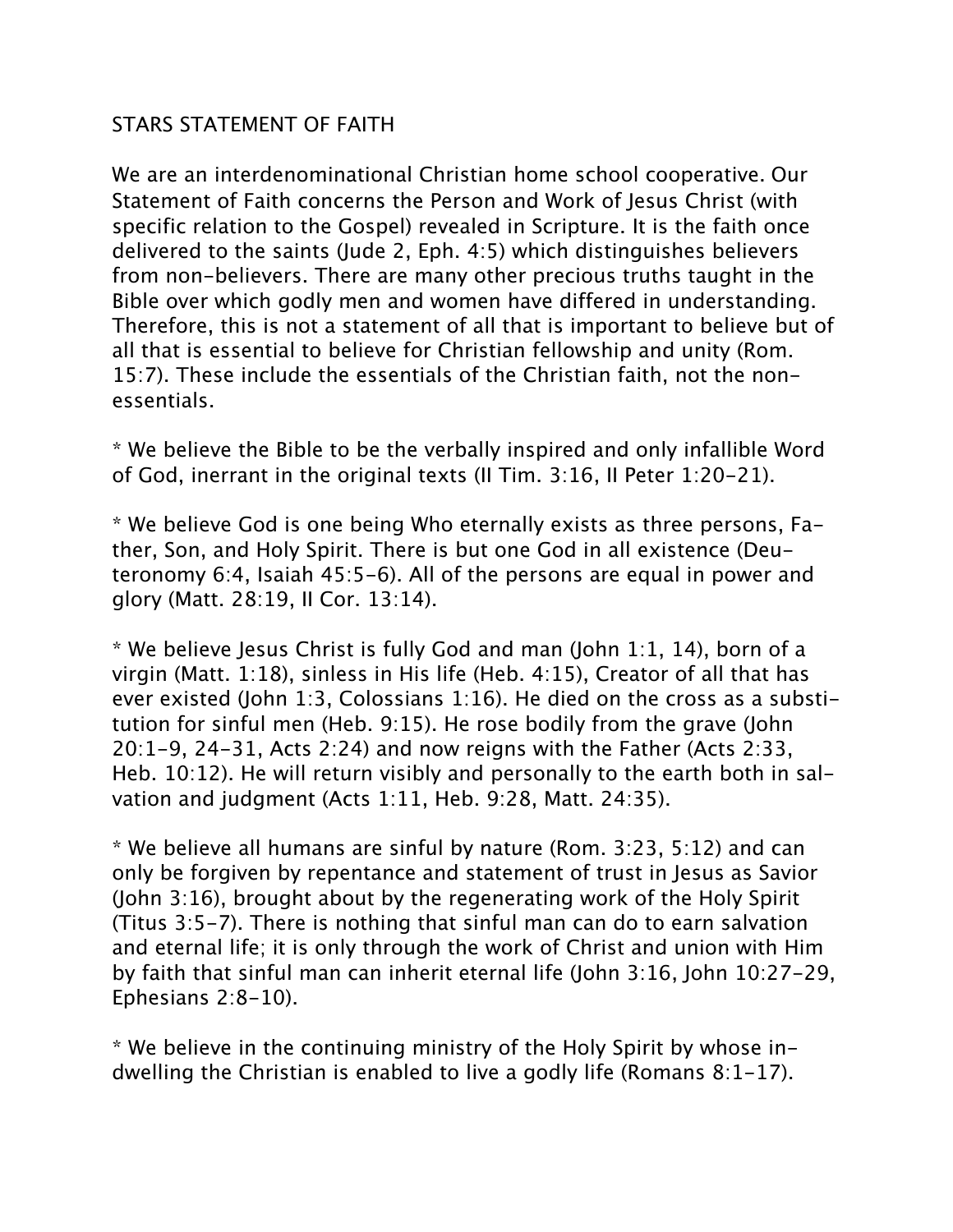# STARS STATEMENT OF FAITH

We are an interdenominational Christian home school cooperative. Our Statement of Faith concerns the Person and Work of Jesus Christ (with specific relation to the Gospel) revealed in Scripture. It is the faith once delivered to the saints (Jude 2, Eph. 4:5) which distinguishes believers from non-believers. There are many other precious truths taught in the Bible over which godly men and women have differed in understanding. Therefore, this is not a statement of all that is important to believe but of all that is essential to believe for Christian fellowship and unity (Rom. 15:7). These include the essentials of the Christian faith, not the non-essentials.

* We believe the Bible to be the verbally inspired and only infallible Word of God, inerrant in the original texts (II Tim. 3:16, II Peter 1:20-21).

* We believe God is one being Who eternally exists as three persons, Father, Son, and Holy Spirit. There is but one God in all existence (Deuteronomy 6:4, Isaiah 45:5-6). All of the persons are equal in power and glory (Matt. 28:19, II Cor. 13:14).

* We believe Jesus Christ is fully God and man (John 1:1, 14), born of a virgin (Matt. 1:18), sinless in His life (Heb. 4:15), Creator of all that has ever existed (John 1:3, Colossians 1:16). He died on the cross as a substitution for sinful men (Heb. 9:15). He rose bodily from the grave (John 20:1-9, 24-31, Acts 2:24) and now reigns with the Father (Acts 2:33, Heb. 10:12). He will return visibly and personally to the earth both in salvation and judgment (Acts 1:11, Heb. 9:28, Matt. 24:35).

* We believe all humans are sinful by nature (Rom. 3:23, 5:12) and can only be forgiven by repentance and statement of trust in Jesus as Savior (John 3:16), brought about by the regenerating work of the Holy Spirit (Titus 3:5-7). There is nothing that sinful man can do to earn salvation and eternal life; it is only through the work of Christ and union with Him by faith that sinful man can inherit eternal life (John 3:16, John 10:27-29, Ephesians 2:8-10).

* We believe in the continuing ministry of the Holy Spirit by whose indwelling the Christian is enabled to live a godly life (Romans 8:1-17).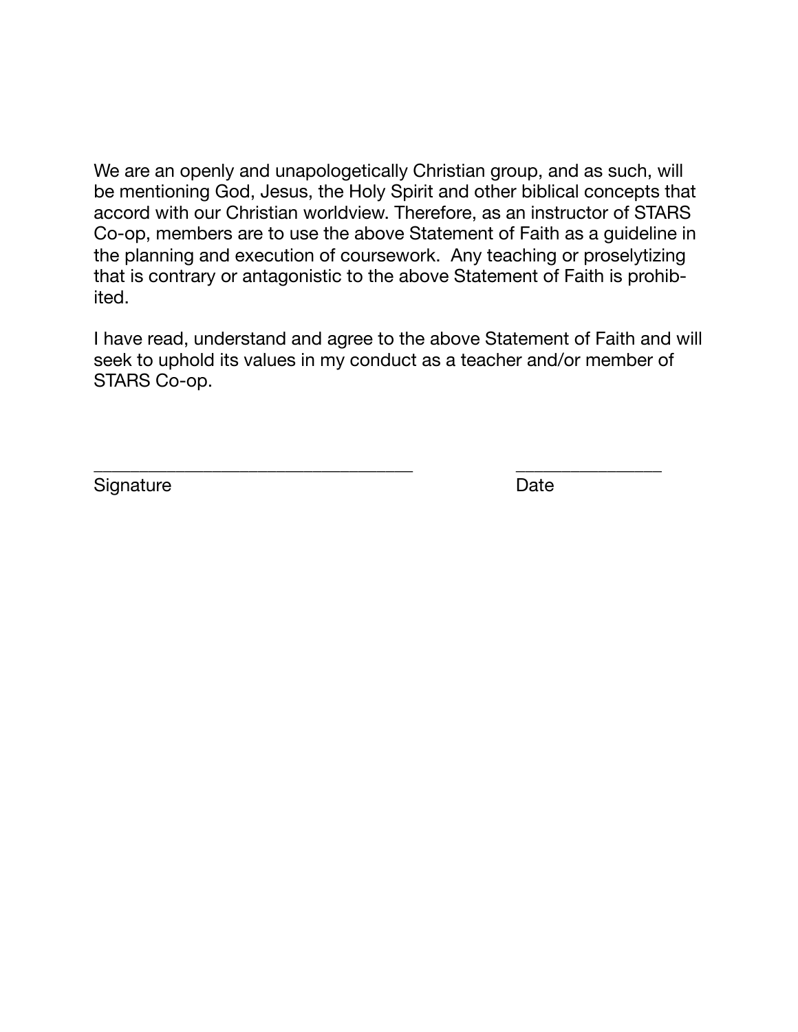We are an openly and unapologetically Christian group, and as such, will be mentioning God, Jesus, the Holy Spirit and other biblical concepts that accord with our Christian worldview. Therefore, as an instructor of STARS Co-op, members are to use the above Statement of Faith as a guideline in the planning and execution of coursework. Any teaching or proselytizing that is contrary or antagonistic to the above Statement of Faith is prohibited.

I have read, understand and agree to the above Statement of Faith and will seek to uphold its values in my conduct as a teacher and/or member of STARS Co-op.

_________________________________ _______________

Signature Date